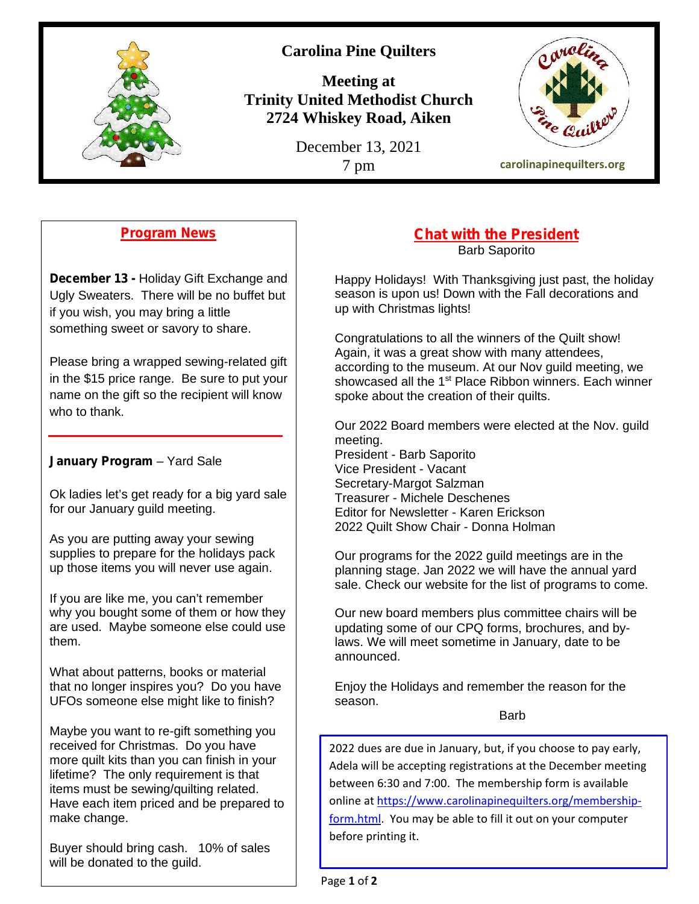# Carolina Pine Quilters

**Meeting at**
**Trinity United Methodist Church**
**2724 Whiskey Road, Aiken**

December 13, 2021
7 pm

carolinapinequilters.org

## Program News

**December 13 -** Holiday Gift Exchange and Ugly Sweaters. There will be no buffet but if you wish, you may bring a little something sweet or savory to share.

Please bring a wrapped sewing-related gift in the $15 price range. Be sure to put your name on the gift so the recipient will know who to thank.

---

**January Program** – Yard Sale

Ok ladies let's get ready for a big yard sale for our January guild meeting.

As you are putting away your sewing supplies to prepare for the holidays pack up those items you will never use again.

If you are like me, you can't remember why you bought some of them or how they are used. Maybe someone else could use them.

What about patterns, books or material that no longer inspires you? Do you have UFOs someone else might like to finish?

Maybe you want to re-gift something you received for Christmas. Do you have more quilt kits than you can finish in your lifetime? The only requirement is that items must be sewing/quilting related. Have each item priced and be prepared to make change.

Buyer should bring cash. 10% of sales will be donated to the guild.

## Chat with the President

Barb Saporito

Happy Holidays! With Thanksgiving just past, the holiday season is upon us! Down with the Fall decorations and up with Christmas lights!

Congratulations to all the winners of the Quilt show! Again, it was a great show with many attendees, according to the museum. At our Nov guild meeting, we showcased all the 1st Place Ribbon winners. Each winner spoke about the creation of their quilts.

Our 2022 Board members were elected at the Nov. guild meeting.
President - Barb Saporito
Vice President - Vacant
Secretary-Margot Salzman
Treasurer - Michele Deschenes
Editor for Newsletter - Karen Erickson
2022 Quilt Show Chair - Donna Holman

Our programs for the 2022 guild meetings are in the planning stage. Jan 2022 we will have the annual yard sale. Check our website for the list of programs to come.

Our new board members plus committee chairs will be updating some of our CPQ forms, brochures, and by-laws. We will meet sometime in January, date to be announced.

Enjoy the Holidays and remember the reason for the season.

Barb

2022 dues are due in January, but, if you choose to pay early, Adela will be accepting registrations at the December meeting between 6:30 and 7:00. The membership form is available online at https://www.carolinapinequilters.org/membership-form.html. You may be able to fill it out on your computer before printing it.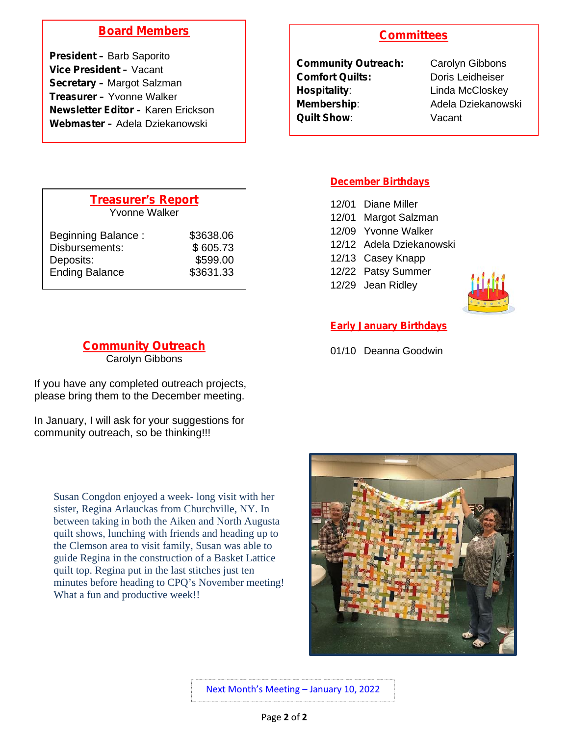## Board Members

**President –** Barb Saporito
**Vice President –** Vacant
**Secretary –** Margot Salzman
**Treasurer –** Yvonne Walker
**Newsletter Editor –** Karen Erickson
**Webmaster –** Adela Dziekanowski

## Committees

| | |
|---|---|
| **Community Outreach:** | Carolyn Gibbons |
| **Comfort Quilts:** | Doris Leidheiser |
| **Hospitality**: | Linda McCloskey |
| **Membership**: | Adela Dziekanowski |
| **Quilt Show**: | Vacant |

## Treasurer's Report

Yvonne Walker

| | |
|---|---|
| Beginning Balance : | $3638.06 |
| Disbursements: | $ 605.73 |
| Deposits: | $599.00 |
| Ending Balance | $3631.33 |

## December Birthdays

12/01 Diane Miller
12/01 Margot Salzman
12/09 Yvonne Walker
12/12 Adela Dziekanowski
12/13 Casey Knapp
12/22 Patsy Summer
12/29 Jean Ridley

## Early January Birthdays

01/10 Deanna Goodwin

## Community Outreach

Carolyn Gibbons

If you have any completed outreach projects, please bring them to the December meeting.

In January, I will ask for your suggestions for community outreach, so be thinking!!!

Susan Congdon enjoyed a week- long visit with her sister, Regina Arlauckas from Churchville, NY. In between taking in both the Aiken and North Augusta quilt shows, lunching with friends and heading up to the Clemson area to visit family, Susan was able to guide Regina in the construction of a Basket Lattice quilt top. Regina put in the last stitches just ten minutes before heading to CPQ's November meeting! What a fun and productive week!!

Next Month's Meeting – January 10, 2022